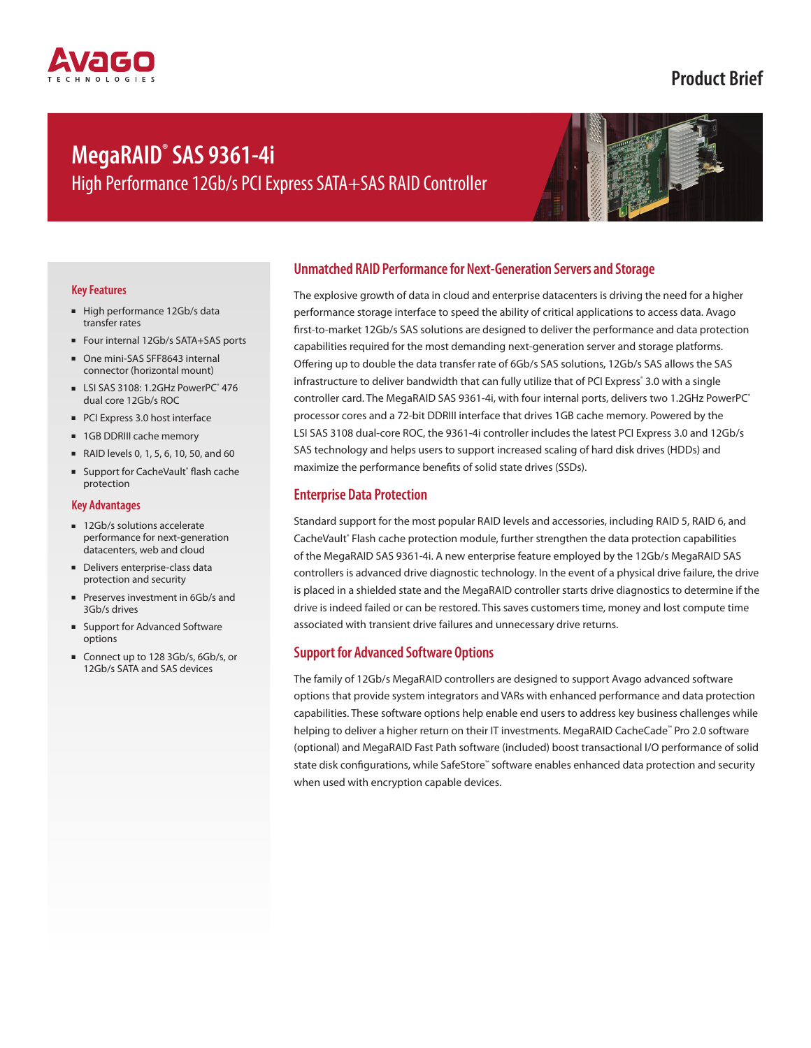Avago Technologies

Product Brief

# MegaRAID® SAS 9361-4i

## High Performance 12Gb/s PCI Express SATA+SAS RAID Controller

### Key Features

- High performance 12Gb/s data transfer rates
- Four internal 12Gb/s SATA+SAS ports
- One mini-SAS SFF8643 internal connector (horizontal mount)
- LSI SAS 3108: 1.2GHz PowerPC® 476 dual core 12Gb/s ROC
- PCI Express 3.0 host interface
- 1GB DDRIII cache memory
- RAID levels 0, 1, 5, 6, 10, 50, and 60
- Support for CacheVault® flash cache protection

### Key Advantages

- 12Gb/s solutions accelerate performance for next-generation datacenters, web and cloud
- Delivers enterprise-class data protection and security
- Preserves investment in 6Gb/s and 3Gb/s drives
- Support for Advanced Software options
- Connect up to 128 3Gb/s, 6Gb/s, or 12Gb/s SATA and SAS devices

### Unmatched RAID Performance for Next-Generation Servers and Storage

The explosive growth of data in cloud and enterprise datacenters is driving the need for a higher performance storage interface to speed the ability of critical applications to access data. Avago first-to-market 12Gb/s SAS solutions are designed to deliver the performance and data protection capabilities required for the most demanding next-generation server and storage platforms. Offering up to double the data transfer rate of 6Gb/s SAS solutions, 12Gb/s SAS allows the SAS infrastructure to deliver bandwidth that can fully utilize that of PCI Express® 3.0 with a single controller card. The MegaRAID SAS 9361-4i, with four internal ports, delivers two 1.2GHz PowerPC® processor cores and a 72-bit DDRIII interface that drives 1GB cache memory. Powered by the LSI SAS 3108 dual-core ROC, the 9361-4i controller includes the latest PCI Express 3.0 and 12Gb/s SAS technology and helps users to support increased scaling of hard disk drives (HDDs) and maximize the performance benefits of solid state drives (SSDs).

### Enterprise Data Protection

Standard support for the most popular RAID levels and accessories, including RAID 5, RAID 6, and CacheVault® Flash cache protection module, further strengthen the data protection capabilities of the MegaRAID SAS 9361-4i. A new enterprise feature employed by the 12Gb/s MegaRAID SAS controllers is advanced drive diagnostic technology. In the event of a physical drive failure, the drive is placed in a shielded state and the MegaRAID controller starts drive diagnostics to determine if the drive is indeed failed or can be restored. This saves customers time, money and lost compute time associated with transient drive failures and unnecessary drive returns.

### Support for Advanced Software Options

The family of 12Gb/s MegaRAID controllers are designed to support Avago advanced software options that provide system integrators and VARs with enhanced performance and data protection capabilities. These software options help enable end users to address key business challenges while helping to deliver a higher return on their IT investments. MegaRAID CacheCade™ Pro 2.0 software (optional) and MegaRAID Fast Path software (included) boost transactional I/O performance of solid state disk configurations, while SafeStore™ software enables enhanced data protection and security when used with encryption capable devices.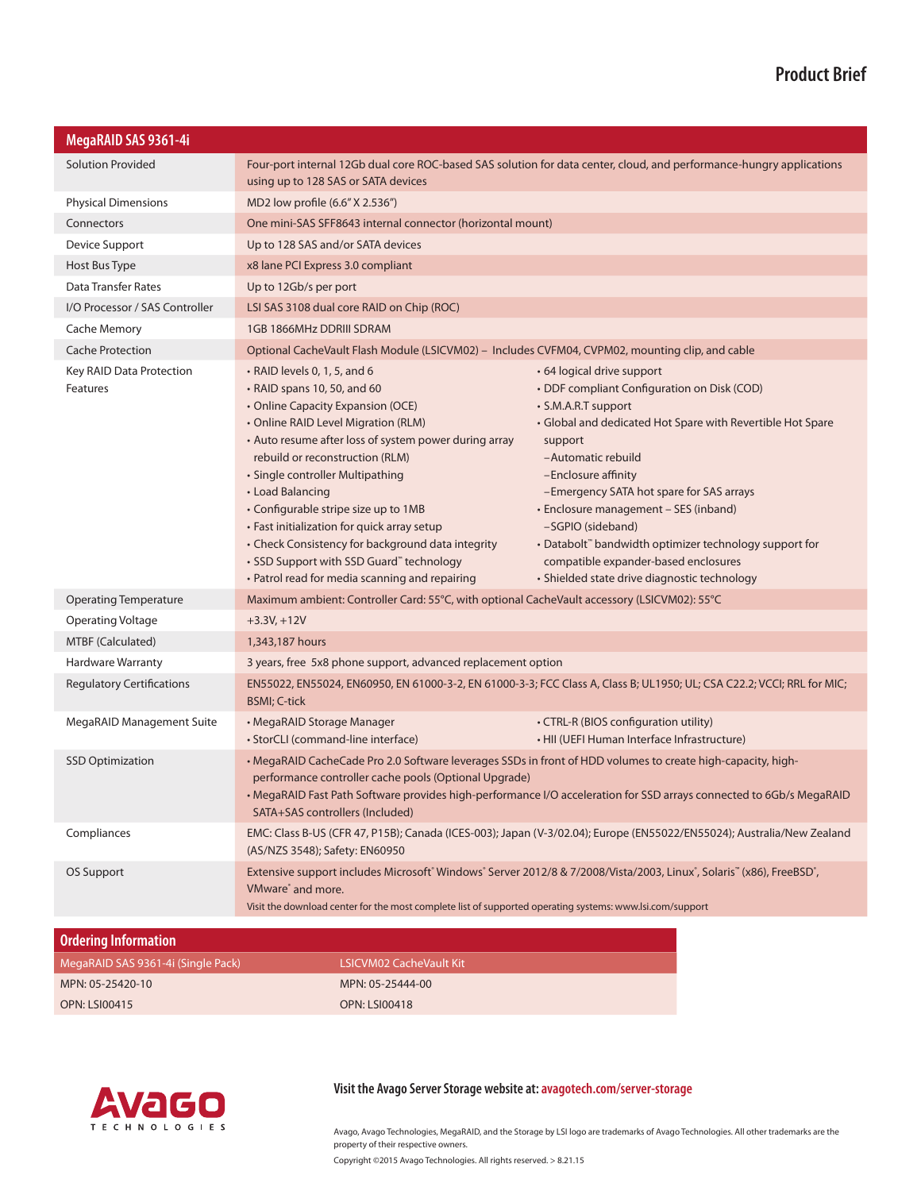# Product Brief

## MegaRAID SAS 9361-4i

| | |
|---|---|
| Solution Provided | Four-port internal 12Gb dual core ROC-based SAS solution for data center, cloud, and performance-hungry applications using up to 128 SAS or SATA devices |
| Physical Dimensions | MD2 low profile (6.6" X 2.536") |
| Connectors | One mini-SAS SFF8643 internal connector (horizontal mount) |
| Device Support | Up to 128 SAS and/or SATA devices |
| Host Bus Type | x8 lane PCI Express 3.0 compliant |
| Data Transfer Rates | Up to 12Gb/s per port |
| I/O Processor / SAS Controller | LSI SAS 3108 dual core RAID on Chip (ROC) |
| Cache Memory | 1GB 1866MHz DDRIII SDRAM |
| Cache Protection | Optional CacheVault Flash Module (LSICVM02) – Includes CVFM04, CVPM02, mounting clip, and cable |
| Key RAID Data Protection Features | • RAID levels 0, 1, 5, and 6<br>• RAID spans 10, 50, and 60<br>• Online Capacity Expansion (OCE)<br>• Online RAID Level Migration (RLM)<br>• Auto resume after loss of system power during array rebuild or reconstruction (RLM)<br>• Single controller Multipathing<br>• Load Balancing<br>• Configurable stripe size up to 1MB<br>• Fast initialization for quick array setup<br>• Check Consistency for background data integrity<br>• SSD Support with SSD Guard™ technology<br>• Patrol read for media scanning and repairing<br>• 64 logical drive support<br>• DDF compliant Configuration on Disk (COD)<br>• S.M.A.R.T support<br>• Global and dedicated Hot Spare with Revertible Hot Spare support<br>–Automatic rebuild<br>–Enclosure affinity<br>–Emergency SATA hot spare for SAS arrays<br>• Enclosure management – SES (inband)<br>–SGPIO (sideband)<br>• Databolt™ bandwidth optimizer technology support for compatible expander-based enclosures<br>• Shielded state drive diagnostic technology |
| Operating Temperature | Maximum ambient: Controller Card: 55°C, with optional CacheVault accessory (LSICVM02): 55°C |
| Operating Voltage | +3.3V, +12V |
| MTBF (Calculated) | 1,343,187 hours |
| Hardware Warranty | 3 years, free 5x8 phone support, advanced replacement option |
| Regulatory Certifications | EN55022, EN55024, EN60950, EN 61000-3-2, EN 61000-3-3; FCC Class A, Class B; UL1950; UL; CSA C22.2; VCCI; RRL for MIC; BSMI; C-tick |
| MegaRAID Management Suite | • MegaRAID Storage Manager<br>• StorCLI (command-line interface)<br>• CTRL-R (BIOS configuration utility)<br>• HII (UEFI Human Interface Infrastructure) |
| SSD Optimization | • MegaRAID CacheCade Pro 2.0 Software leverages SSDs in front of HDD volumes to create high-capacity, high-performance controller cache pools (Optional Upgrade)<br>• MegaRAID Fast Path Software provides high-performance I/O acceleration for SSD arrays connected to 6Gb/s MegaRAID SATA+SAS controllers (Included) |
| Compliances | EMC: Class B-US (CFR 47, P15B); Canada (ICES-003); Japan (V-3/02.04); Europe (EN55022/EN55024); Australia/New Zealand (AS/NZS 3548); Safety: EN60950 |
| OS Support | Extensive support includes Microsoft® Windows® Server 2012/8 & 7/2008/Vista/2003, Linux®, Solaris™ (x86), FreeBSD®, VMware® and more.<br>Visit the download center for the most complete list of supported operating systems: www.lsi.com/support |

## Ordering Information

| MegaRAID SAS 9361-4i (Single Pack) | LSICVM02 CacheVault Kit |
|---|---|
| MPN: 05-25420-10 | MPN: 05-25444-00 |
| OPN: LSI00415 | OPN: LSI00418 |

AVAGO TECHNOLOGIES

**Visit the Avago Server Storage website at: avagotech.com/server-storage**

Avago, Avago Technologies, MegaRAID, and the Storage by LSI logo are trademarks of Avago Technologies. All other trademarks are the property of their respective owners.

Copyright ©2015 Avago Technologies. All rights reserved. > 8.21.15